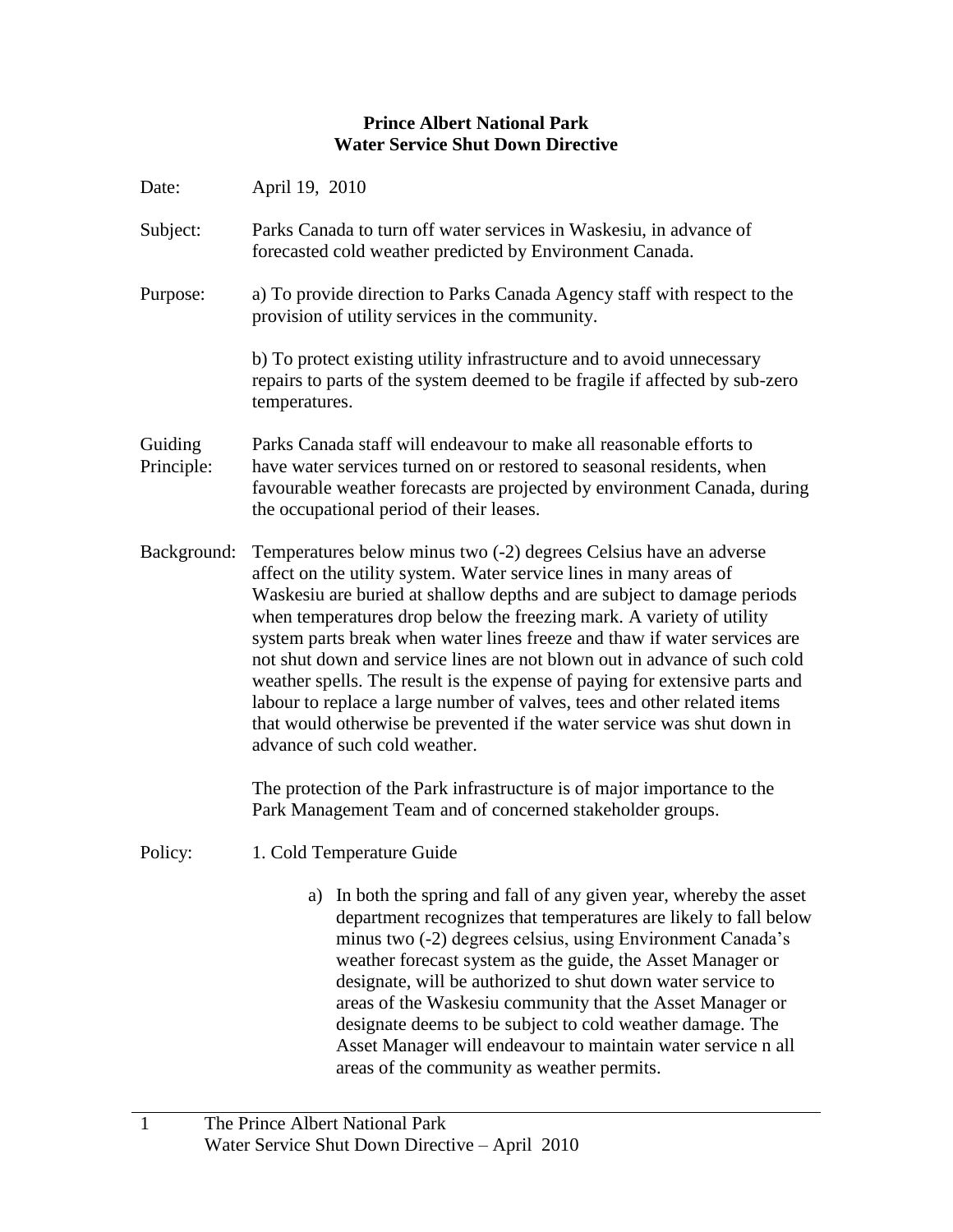**Prince Albert National Park**
**Water Service Shut Down Directive**

Date: April 19, 2010

Subject: Parks Canada to turn off water services in Waskesiu, in advance of forecasted cold weather predicted by Environment Canada.

Purpose: a) To provide direction to Parks Canada Agency staff with respect to the provision of utility services in the community.

b) To protect existing utility infrastructure and to avoid unnecessary repairs to parts of the system deemed to be fragile if affected by sub-zero temperatures.

Guiding Principle: Parks Canada staff will endeavour to make all reasonable efforts to have water services turned on or restored to seasonal residents, when favourable weather forecasts are projected by environment Canada, during the occupational period of their leases.

Background: Temperatures below minus two (-2) degrees Celsius have an adverse affect on the utility system. Water service lines in many areas of Waskesiu are buried at shallow depths and are subject to damage periods when temperatures drop below the freezing mark. A variety of utility system parts break when water lines freeze and thaw if water services are not shut down and service lines are not blown out in advance of such cold weather spells. The result is the expense of paying for extensive parts and labour to replace a large number of valves, tees and other related items that would otherwise be prevented if the water service was shut down in advance of such cold weather.

The protection of the Park infrastructure is of major importance to the Park Management Team and of concerned stakeholder groups.

Policy: 1. Cold Temperature Guide

a) In both the spring and fall of any given year, whereby the asset department recognizes that temperatures are likely to fall below minus two (-2) degrees celsius, using Environment Canada's weather forecast system as the guide, the Asset Manager or designate, will be authorized to shut down water service to areas of the Waskesiu community that the Asset Manager or designate deems to be subject to cold weather damage. The Asset Manager will endeavour to maintain water service n all areas of the community as weather permits.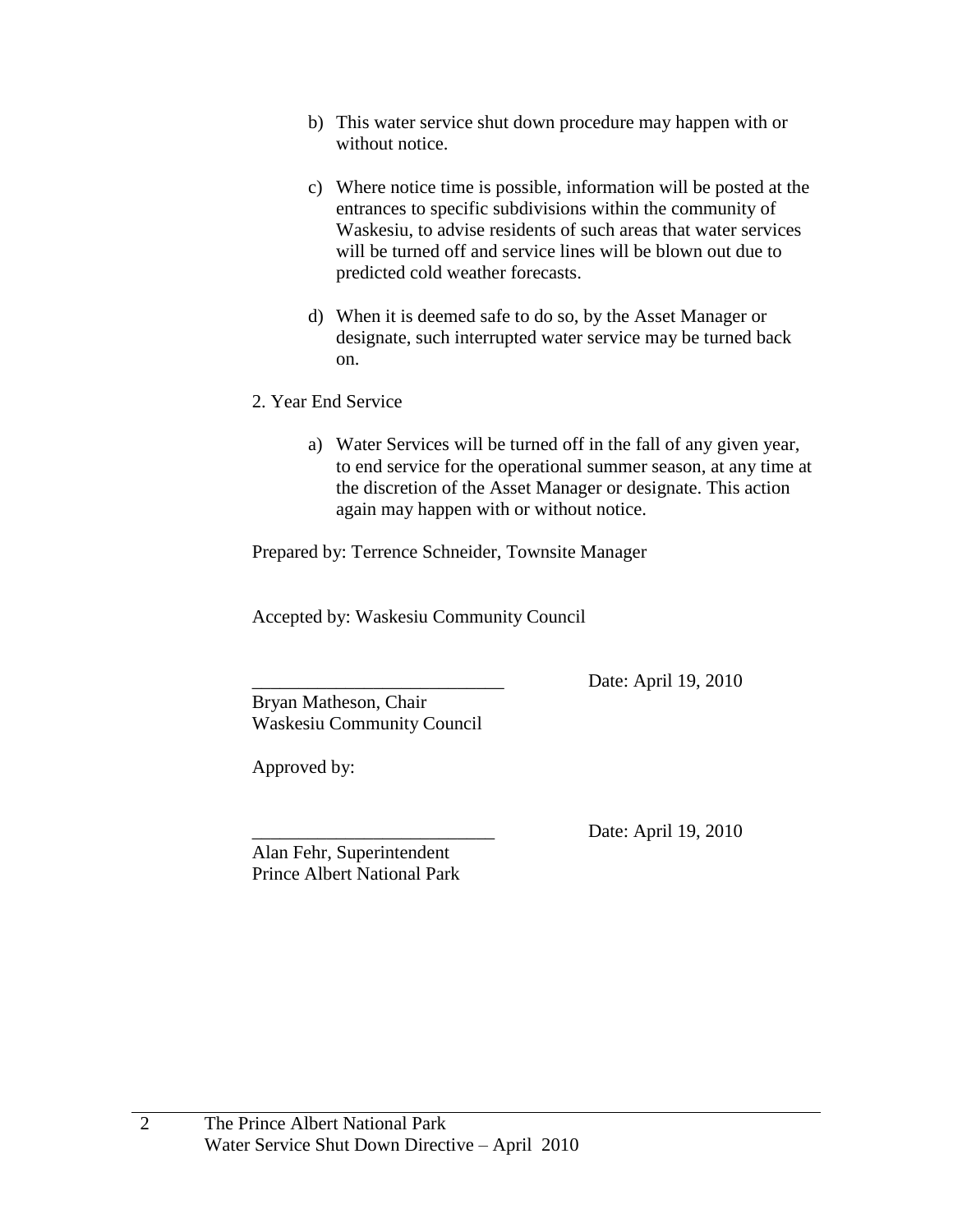b) This water service shut down procedure may happen with or without notice.

c) Where notice time is possible, information will be posted at the entrances to specific subdivisions within the community of Waskesiu, to advise residents of such areas that water services will be turned off and service lines will be blown out due to predicted cold weather forecasts.

d) When it is deemed safe to do so, by the Asset Manager or designate, such interrupted water service may be turned back on.

2. Year End Service

a) Water Services will be turned off in the fall of any given year, to end service for the operational summer season, at any time at the discretion of the Asset Manager or designate. This action again may happen with or without notice.

Prepared by: Terrence Schneider, Townsite Manager

Accepted by: Waskesiu Community Council

___________________________ Date: April 19, 2010

Bryan Matheson, Chair
Waskesiu Community Council

Approved by:

__________________________ Date: April 19, 2010

Alan Fehr, Superintendent
Prince Albert National Park